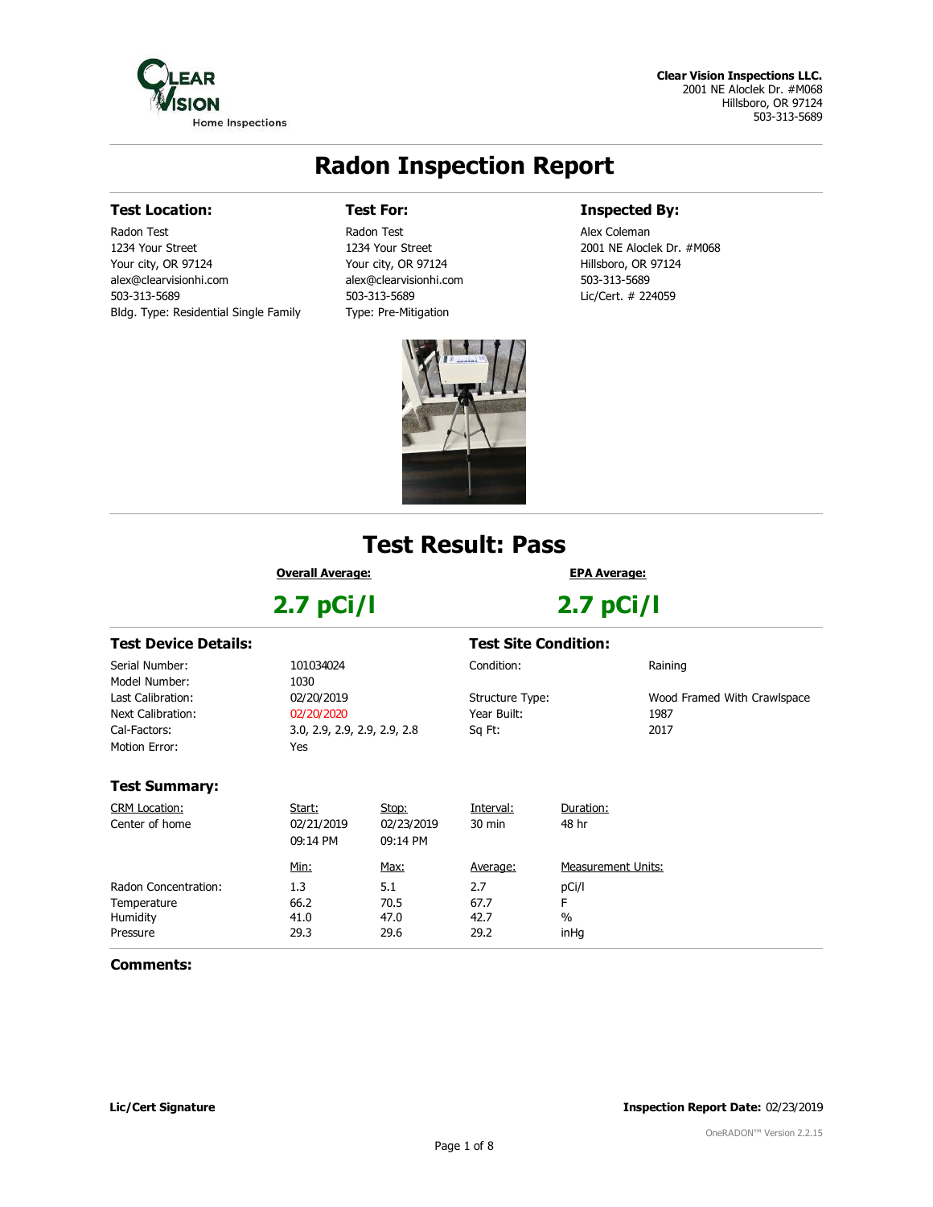Clear Vision Home Inspections

**Clear Vision Inspections LLC.**
2001 NE Aloclek Dr. #M068
Hillsboro, OR 97124
503-313-5689

# Radon Inspection Report

### Test Location:
Radon Test
1234 Your Street
Your city, OR 97124
alex@clearvisionhi.com
503-313-5689
Bldg. Type: Residential Single Family

### Test For:
Radon Test
1234 Your Street
Your city, OR 97124
alex@clearvisionhi.com
503-313-5689
Type: Pre-Mitigation

### Inspected By:
Alex Coleman
2001 NE Aloclek Dr. #M068
Hillsboro, OR 97124
503-313-5689
Lic/Cert. # 224059

## Test Result: Pass

| Overall Average: | EPA Average: |
|---|---|
| **2.7 pCi/l** | **2.7 pCi/l** |

### Test Device Details:

| | |
|---|---|
| Serial Number: | 101034024 |
| Model Number: | 1030 |
| Last Calibration: | 02/20/2019 |
| Next Calibration: | 02/20/2020 |
| Cal-Factors: | 3.0, 2.9, 2.9, 2.9, 2.9, 2.8 |
| Motion Error: | Yes |

### Test Site Condition:

| | |
|---|---|
| Condition: | Raining |
| Structure Type: | Wood Framed With Crawlspace |
| Year Built: | 1987 |
| Sq Ft: | 2017 |

### Test Summary:

| CRM Location: | Start: | Stop: | Interval: | Duration: |
|---|---|---|---|---|
| Center of home | 02/21/2019 09:14 PM | 02/23/2019 09:14 PM | 30 min | 48 hr |

| | Min: | Max: | Average: | Measurement Units: |
|---|---|---|---|---|
| Radon Concentration: | 1.3 | 5.1 | 2.7 | pCi/l |
| Temperature | 66.2 | 70.5 | 67.7 | F |
| Humidity | 41.0 | 47.0 | 42.7 | % |
| Pressure | 29.3 | 29.6 | 29.2 | inHg |

### Comments:

**Lic/Cert Signature**

**Inspection Report Date:** 02/23/2019

OneRADON™ Version 2.2.15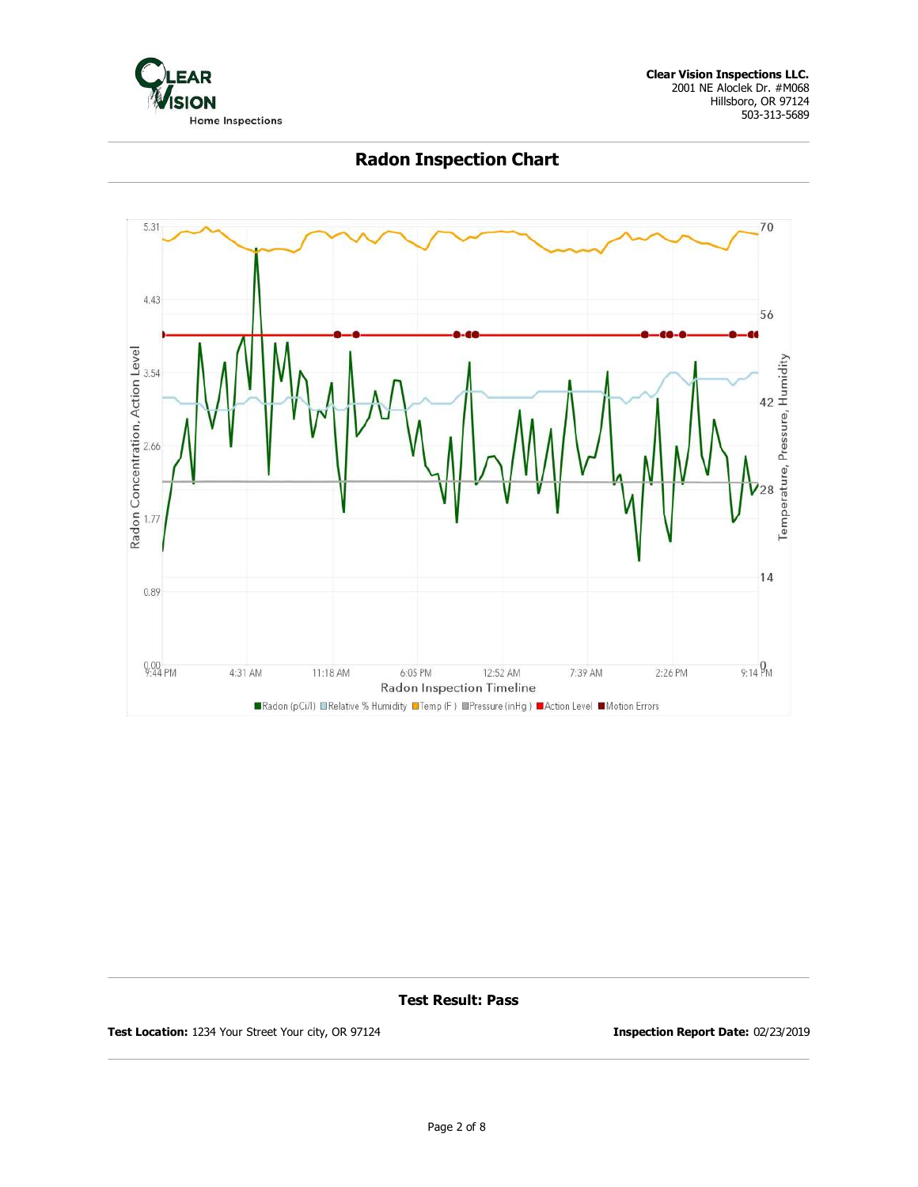**Clear Vision Inspections LLC.**
2001 NE Aloclek Dr. #M068
Hillsboro, OR 97124
503-313-5689

# Radon Inspection Chart

5.31
4.43
3.54
2.66
1.77
0.89
0.00

Radon Concentration, Action Level

70
56
42
28
14
0

Temperature, Pressure, Humidity

9:44 PM
4:31 AM
11:18 AM
6:05 PM
12:52 AM
7:39 AM
2:26 PM
9:14 PM

Radon Inspection Timeline

Radon (pCi/l) Relative % Humidity Temp (F ) Pressure (inHg ) Action Level Motion Errors

**Test Result: Pass**

**Test Location:** 1234 Your Street Your city, OR 97124

**Inspection Report Date:** 02/23/2019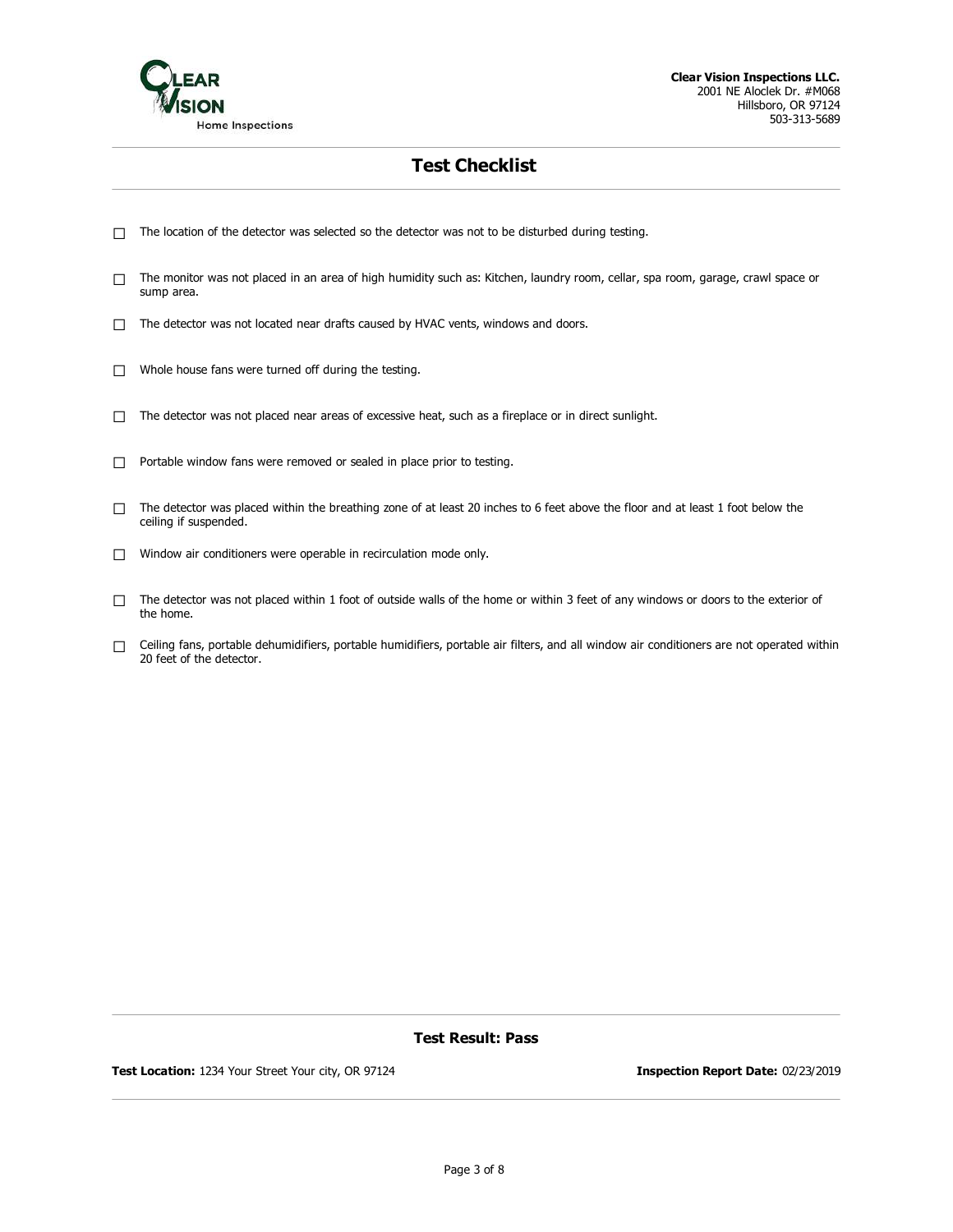**Clear Vision Inspections LLC.**
2001 NE Aloclek Dr. #M068
Hillsboro, OR 97124
503-313-5689

## Test Checklist

- ☐ The location of the detector was selected so the detector was not to be disturbed during testing.
- ☐ The monitor was not placed in an area of high humidity such as: Kitchen, laundry room, cellar, spa room, garage, crawl space or sump area.
- ☐ The detector was not located near drafts caused by HVAC vents, windows and doors.
- ☐ Whole house fans were turned off during the testing.
- ☐ The detector was not placed near areas of excessive heat, such as a fireplace or in direct sunlight.
- ☐ Portable window fans were removed or sealed in place prior to testing.
- ☐ The detector was placed within the breathing zone of at least 20 inches to 6 feet above the floor and at least 1 foot below the ceiling if suspended.
- ☐ Window air conditioners were operable in recirculation mode only.
- ☐ The detector was not placed within 1 foot of outside walls of the home or within 3 feet of any windows or doors to the exterior of the home.
- ☐ Ceiling fans, portable dehumidifiers, portable humidifiers, portable air filters, and all window air conditioners are not operated within 20 feet of the detector.

**Test Result: Pass**

**Test Location:** 1234 Your Street Your city, OR 97124

**Inspection Report Date:** 02/23/2019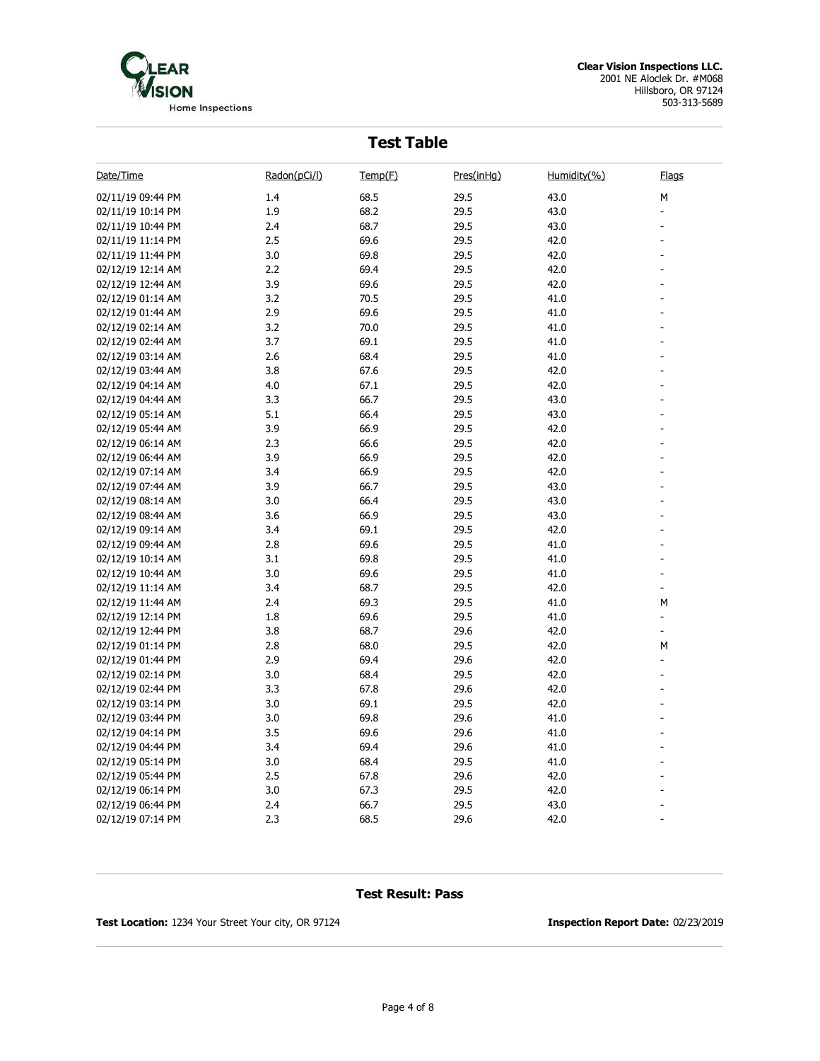Clear Vision Home Inspections

**Clear Vision Inspections LLC.**
2001 NE Aloclek Dr. #M068
Hillsboro, OR 97124
503-313-5689

## Test Table

| Date/Time | Radon(pCi/l) | Temp(F) | Pres(inHg) | Humidity(%) | Flags |
|---|---|---|---|---|---|
| 02/11/19 09:44 PM | 1.4 | 68.5 | 29.5 | 43.0 | M |
| 02/11/19 10:14 PM | 1.9 | 68.2 | 29.5 | 43.0 | - |
| 02/11/19 10:44 PM | 2.4 | 68.7 | 29.5 | 43.0 | - |
| 02/11/19 11:14 PM | 2.5 | 69.6 | 29.5 | 42.0 | - |
| 02/11/19 11:44 PM | 3.0 | 69.8 | 29.5 | 42.0 | - |
| 02/12/19 12:14 AM | 2.2 | 69.4 | 29.5 | 42.0 | - |
| 02/12/19 12:44 AM | 3.9 | 69.6 | 29.5 | 42.0 | - |
| 02/12/19 01:14 AM | 3.2 | 70.5 | 29.5 | 41.0 | - |
| 02/12/19 01:44 AM | 2.9 | 69.6 | 29.5 | 41.0 | - |
| 02/12/19 02:14 AM | 3.2 | 70.0 | 29.5 | 41.0 | - |
| 02/12/19 02:44 AM | 3.7 | 69.1 | 29.5 | 41.0 | - |
| 02/12/19 03:14 AM | 2.6 | 68.4 | 29.5 | 41.0 | - |
| 02/12/19 03:44 AM | 3.8 | 67.6 | 29.5 | 42.0 | - |
| 02/12/19 04:14 AM | 4.0 | 67.1 | 29.5 | 42.0 | - |
| 02/12/19 04:44 AM | 3.3 | 66.7 | 29.5 | 43.0 | - |
| 02/12/19 05:14 AM | 5.1 | 66.4 | 29.5 | 43.0 | - |
| 02/12/19 05:44 AM | 3.9 | 66.9 | 29.5 | 42.0 | - |
| 02/12/19 06:14 AM | 2.3 | 66.6 | 29.5 | 42.0 | - |
| 02/12/19 06:44 AM | 3.9 | 66.9 | 29.5 | 42.0 | - |
| 02/12/19 07:14 AM | 3.4 | 66.9 | 29.5 | 42.0 | - |
| 02/12/19 07:44 AM | 3.9 | 66.7 | 29.5 | 43.0 | - |
| 02/12/19 08:14 AM | 3.0 | 66.4 | 29.5 | 43.0 | - |
| 02/12/19 08:44 AM | 3.6 | 66.9 | 29.5 | 43.0 | - |
| 02/12/19 09:14 AM | 3.4 | 69.1 | 29.5 | 42.0 | - |
| 02/12/19 09:44 AM | 2.8 | 69.6 | 29.5 | 41.0 | - |
| 02/12/19 10:14 AM | 3.1 | 69.8 | 29.5 | 41.0 | - |
| 02/12/19 10:44 AM | 3.0 | 69.6 | 29.5 | 41.0 | - |
| 02/12/19 11:14 AM | 3.4 | 68.7 | 29.5 | 42.0 | - |
| 02/12/19 11:44 AM | 2.4 | 69.3 | 29.5 | 41.0 | M |
| 02/12/19 12:14 PM | 1.8 | 69.6 | 29.5 | 41.0 | - |
| 02/12/19 12:44 PM | 3.8 | 68.7 | 29.6 | 42.0 | - |
| 02/12/19 01:14 PM | 2.8 | 68.0 | 29.5 | 42.0 | M |
| 02/12/19 01:44 PM | 2.9 | 69.4 | 29.6 | 42.0 | - |
| 02/12/19 02:14 PM | 3.0 | 68.4 | 29.5 | 42.0 | - |
| 02/12/19 02:44 PM | 3.3 | 67.8 | 29.6 | 42.0 | - |
| 02/12/19 03:14 PM | 3.0 | 69.1 | 29.5 | 42.0 | - |
| 02/12/19 03:44 PM | 3.0 | 69.8 | 29.6 | 41.0 | - |
| 02/12/19 04:14 PM | 3.5 | 69.6 | 29.6 | 41.0 | - |
| 02/12/19 04:44 PM | 3.4 | 69.4 | 29.6 | 41.0 | - |
| 02/12/19 05:14 PM | 3.0 | 68.4 | 29.5 | 41.0 | - |
| 02/12/19 05:44 PM | 2.5 | 67.8 | 29.6 | 42.0 | - |
| 02/12/19 06:14 PM | 3.0 | 67.3 | 29.5 | 42.0 | - |
| 02/12/19 06:44 PM | 2.4 | 66.7 | 29.5 | 43.0 | - |
| 02/12/19 07:14 PM | 2.3 | 68.5 | 29.6 | 42.0 | - |

**Test Result: Pass**

**Test Location:** 1234 Your Street Your city, OR 97124

**Inspection Report Date:** 02/23/2019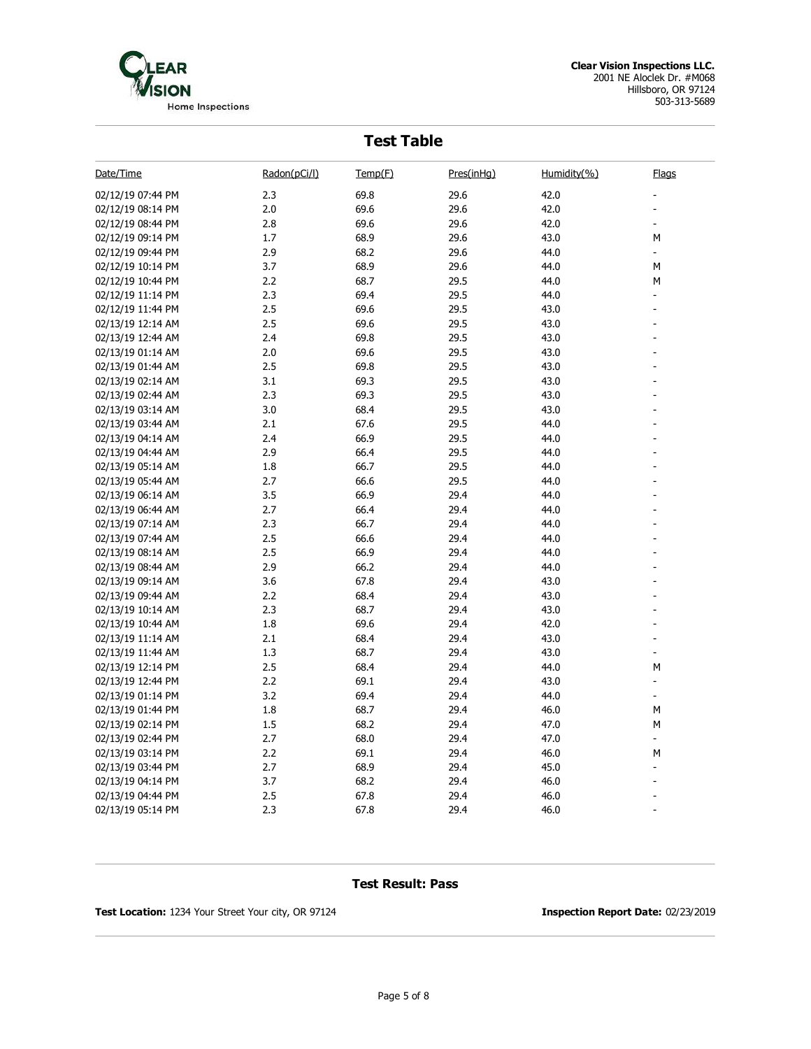**Clear Vision Inspections LLC.**
2001 NE Aloclek Dr. #M068
Hillsboro, OR 97124
503-313-5689

## Test Table

| Date/Time | Radon(pCi/l) | Temp(F) | Pres(inHg) | Humidity(%) | Flags |
|---|---|---|---|---|---|
| 02/12/19 07:44 PM | 2.3 | 69.8 | 29.6 | 42.0 | - |
| 02/12/19 08:14 PM | 2.0 | 69.6 | 29.6 | 42.0 | - |
| 02/12/19 08:44 PM | 2.8 | 69.6 | 29.6 | 42.0 | - |
| 02/12/19 09:14 PM | 1.7 | 68.9 | 29.6 | 43.0 | M |
| 02/12/19 09:44 PM | 2.9 | 68.2 | 29.6 | 44.0 | - |
| 02/12/19 10:14 PM | 3.7 | 68.9 | 29.6 | 44.0 | M |
| 02/12/19 10:44 PM | 2.2 | 68.7 | 29.5 | 44.0 | M |
| 02/12/19 11:14 PM | 2.3 | 69.4 | 29.5 | 44.0 | - |
| 02/12/19 11:44 PM | 2.5 | 69.6 | 29.5 | 43.0 | - |
| 02/13/19 12:14 AM | 2.5 | 69.6 | 29.5 | 43.0 | - |
| 02/13/19 12:44 AM | 2.4 | 69.8 | 29.5 | 43.0 | - |
| 02/13/19 01:14 AM | 2.0 | 69.6 | 29.5 | 43.0 | - |
| 02/13/19 01:44 AM | 2.5 | 69.8 | 29.5 | 43.0 | - |
| 02/13/19 02:14 AM | 3.1 | 69.3 | 29.5 | 43.0 | - |
| 02/13/19 02:44 AM | 2.3 | 69.3 | 29.5 | 43.0 | - |
| 02/13/19 03:14 AM | 3.0 | 68.4 | 29.5 | 43.0 | - |
| 02/13/19 03:44 AM | 2.1 | 67.6 | 29.5 | 44.0 | - |
| 02/13/19 04:14 AM | 2.4 | 66.9 | 29.5 | 44.0 | - |
| 02/13/19 04:44 AM | 2.9 | 66.4 | 29.5 | 44.0 | - |
| 02/13/19 05:14 AM | 1.8 | 66.7 | 29.5 | 44.0 | - |
| 02/13/19 05:44 AM | 2.7 | 66.6 | 29.5 | 44.0 | - |
| 02/13/19 06:14 AM | 3.5 | 66.9 | 29.4 | 44.0 | - |
| 02/13/19 06:44 AM | 2.7 | 66.4 | 29.4 | 44.0 | - |
| 02/13/19 07:14 AM | 2.3 | 66.7 | 29.4 | 44.0 | - |
| 02/13/19 07:44 AM | 2.5 | 66.6 | 29.4 | 44.0 | - |
| 02/13/19 08:14 AM | 2.5 | 66.9 | 29.4 | 44.0 | - |
| 02/13/19 08:44 AM | 2.9 | 66.2 | 29.4 | 44.0 | - |
| 02/13/19 09:14 AM | 3.6 | 67.8 | 29.4 | 43.0 | - |
| 02/13/19 09:44 AM | 2.2 | 68.4 | 29.4 | 43.0 | - |
| 02/13/19 10:14 AM | 2.3 | 68.7 | 29.4 | 43.0 | - |
| 02/13/19 10:44 AM | 1.8 | 69.6 | 29.4 | 42.0 | - |
| 02/13/19 11:14 AM | 2.1 | 68.4 | 29.4 | 43.0 | - |
| 02/13/19 11:44 AM | 1.3 | 68.7 | 29.4 | 43.0 | - |
| 02/13/19 12:14 PM | 2.5 | 68.4 | 29.4 | 44.0 | M |
| 02/13/19 12:44 PM | 2.2 | 69.1 | 29.4 | 43.0 | - |
| 02/13/19 01:14 PM | 3.2 | 69.4 | 29.4 | 44.0 | - |
| 02/13/19 01:44 PM | 1.8 | 68.7 | 29.4 | 46.0 | M |
| 02/13/19 02:14 PM | 1.5 | 68.2 | 29.4 | 47.0 | M |
| 02/13/19 02:44 PM | 2.7 | 68.0 | 29.4 | 47.0 | - |
| 02/13/19 03:14 PM | 2.2 | 69.1 | 29.4 | 46.0 | M |
| 02/13/19 03:44 PM | 2.7 | 68.9 | 29.4 | 45.0 | - |
| 02/13/19 04:14 PM | 3.7 | 68.2 | 29.4 | 46.0 | - |
| 02/13/19 04:44 PM | 2.5 | 67.8 | 29.4 | 46.0 | - |
| 02/13/19 05:14 PM | 2.3 | 67.8 | 29.4 | 46.0 | - |

**Test Result: Pass**

**Test Location:** 1234 Your Street Your city, OR 97124

**Inspection Report Date:** 02/23/2019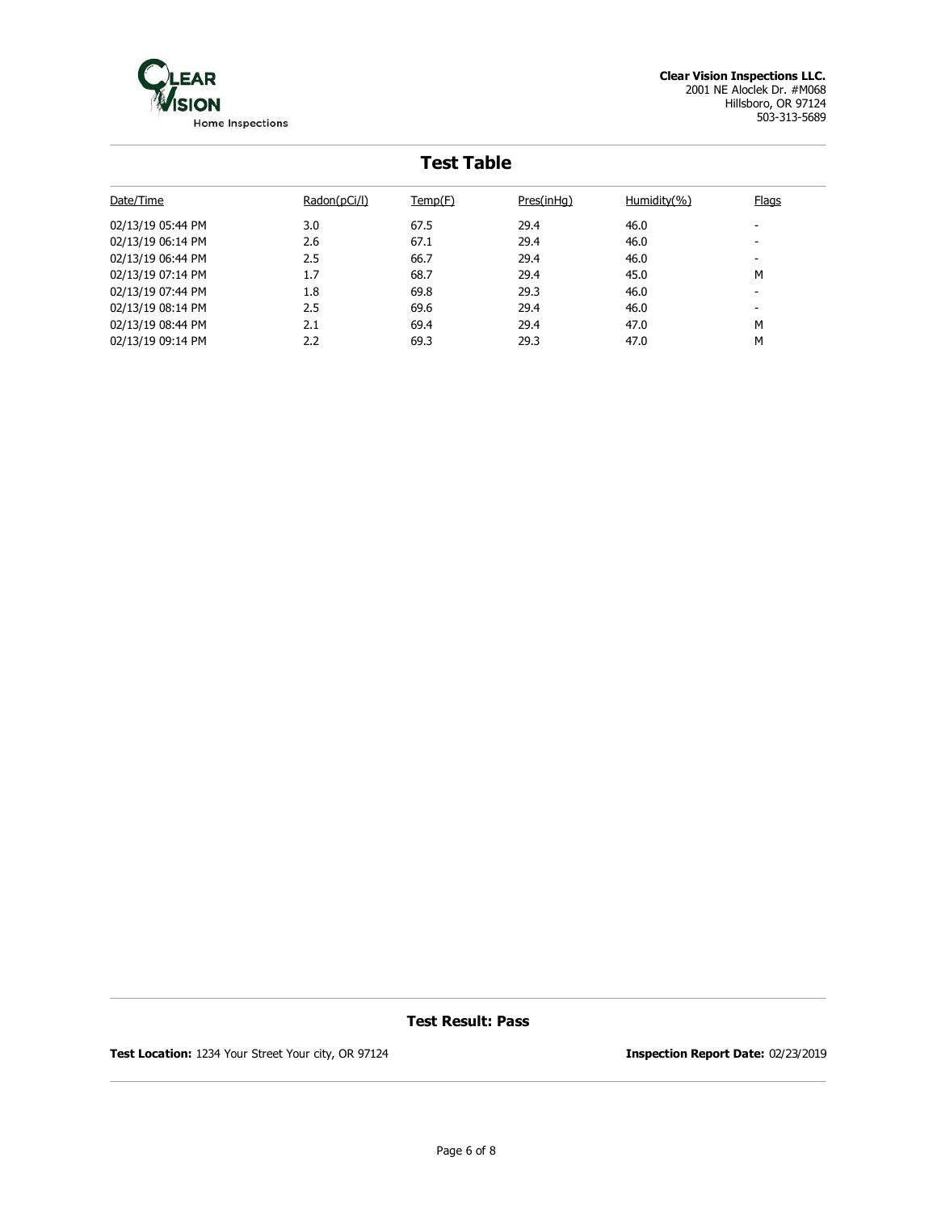**Clear Vision Inspections LLC.**
2001 NE Aloclek Dr. #M068
Hillsboro, OR 97124
503-313-5689

## Test Table

| Date/Time | Radon(pCi/l) | Temp(F) | Pres(inHg) | Humidity(%) | Flags |
|---|---|---|---|---|---|
| 02/13/19 05:44 PM | 3.0 | 67.5 | 29.4 | 46.0 | - |
| 02/13/19 06:14 PM | 2.6 | 67.1 | 29.4 | 46.0 | - |
| 02/13/19 06:44 PM | 2.5 | 66.7 | 29.4 | 46.0 | - |
| 02/13/19 07:14 PM | 1.7 | 68.7 | 29.4 | 45.0 | M |
| 02/13/19 07:44 PM | 1.8 | 69.8 | 29.3 | 46.0 | - |
| 02/13/19 08:14 PM | 2.5 | 69.6 | 29.4 | 46.0 | - |
| 02/13/19 08:44 PM | 2.1 | 69.4 | 29.4 | 47.0 | M |
| 02/13/19 09:14 PM | 2.2 | 69.3 | 29.3 | 47.0 | M |

**Test Result: Pass**

**Test Location:** 1234 Your Street Your city, OR 97124

**Inspection Report Date:** 02/23/2019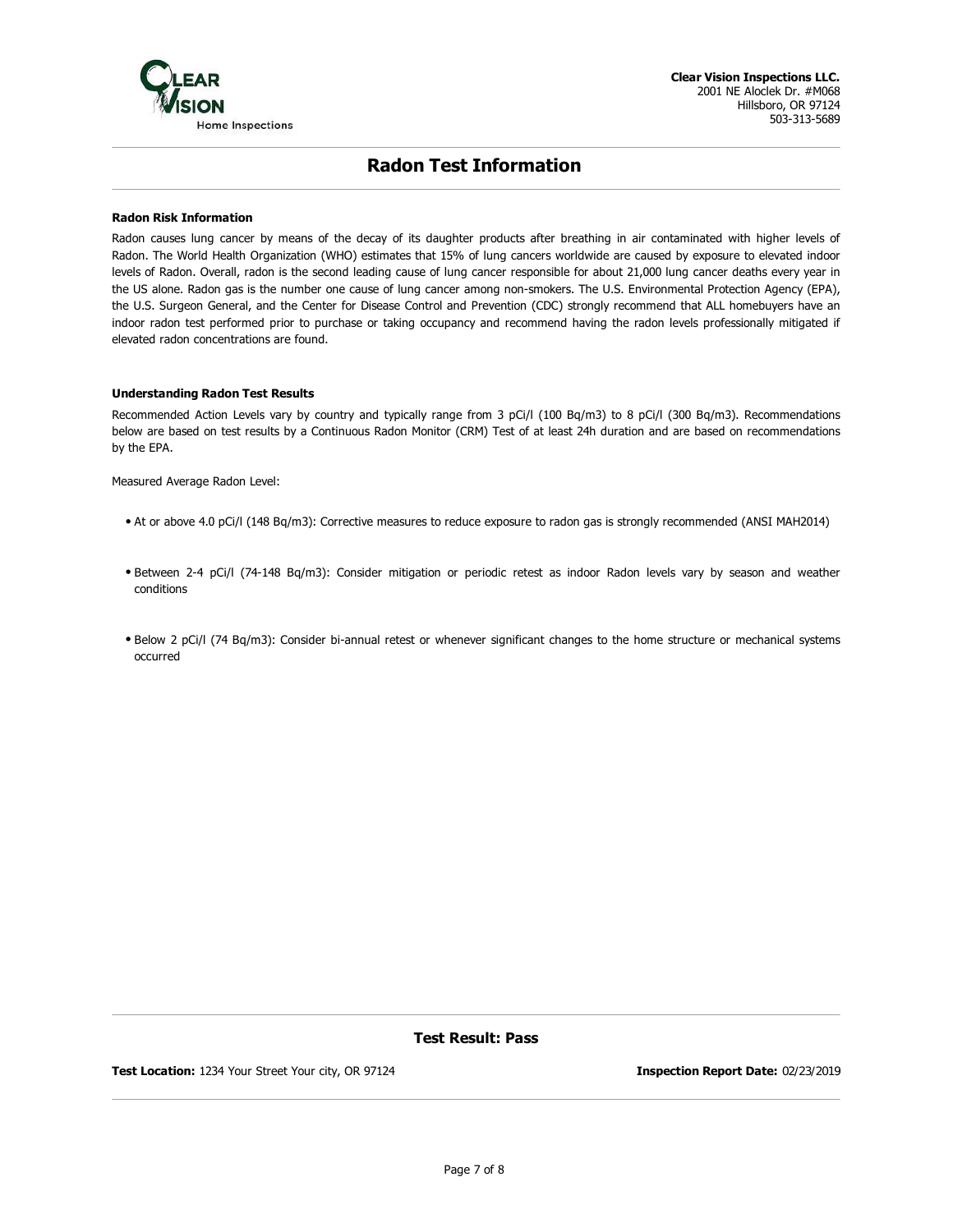**Clear Vision Inspections LLC.**
2001 NE Aloclek Dr. #M068
Hillsboro, OR 97124
503-313-5689

# Radon Test Information

### Radon Risk Information

Radon causes lung cancer by means of the decay of its daughter products after breathing in air contaminated with higher levels of Radon. The World Health Organization (WHO) estimates that 15% of lung cancers worldwide are caused by exposure to elevated indoor levels of Radon. Overall, radon is the second leading cause of lung cancer responsible for about 21,000 lung cancer deaths every year in the US alone. Radon gas is the number one cause of lung cancer among non-smokers. The U.S. Environmental Protection Agency (EPA), the U.S. Surgeon General, and the Center for Disease Control and Prevention (CDC) strongly recommend that ALL homebuyers have an indoor radon test performed prior to purchase or taking occupancy and recommend having the radon levels professionally mitigated if elevated radon concentrations are found.

### Understanding Radon Test Results

Recommended Action Levels vary by country and typically range from 3 pCi/l (100 Bq/m3) to 8 pCi/l (300 Bq/m3). Recommendations below are based on test results by a Continuous Radon Monitor (CRM) Test of at least 24h duration and are based on recommendations by the EPA.

Measured Average Radon Level:

- At or above 4.0 pCi/l (148 Bq/m3): Corrective measures to reduce exposure to radon gas is strongly recommended (ANSI MAH2014)
- Between 2-4 pCi/l (74-148 Bq/m3): Consider mitigation or periodic retest as indoor Radon levels vary by season and weather conditions
- Below 2 pCi/l (74 Bq/m3): Consider bi-annual retest or whenever significant changes to the home structure or mechanical systems occurred

**Test Result: Pass**

**Test Location:** 1234 Your Street Your city, OR 97124

**Inspection Report Date:** 02/23/2019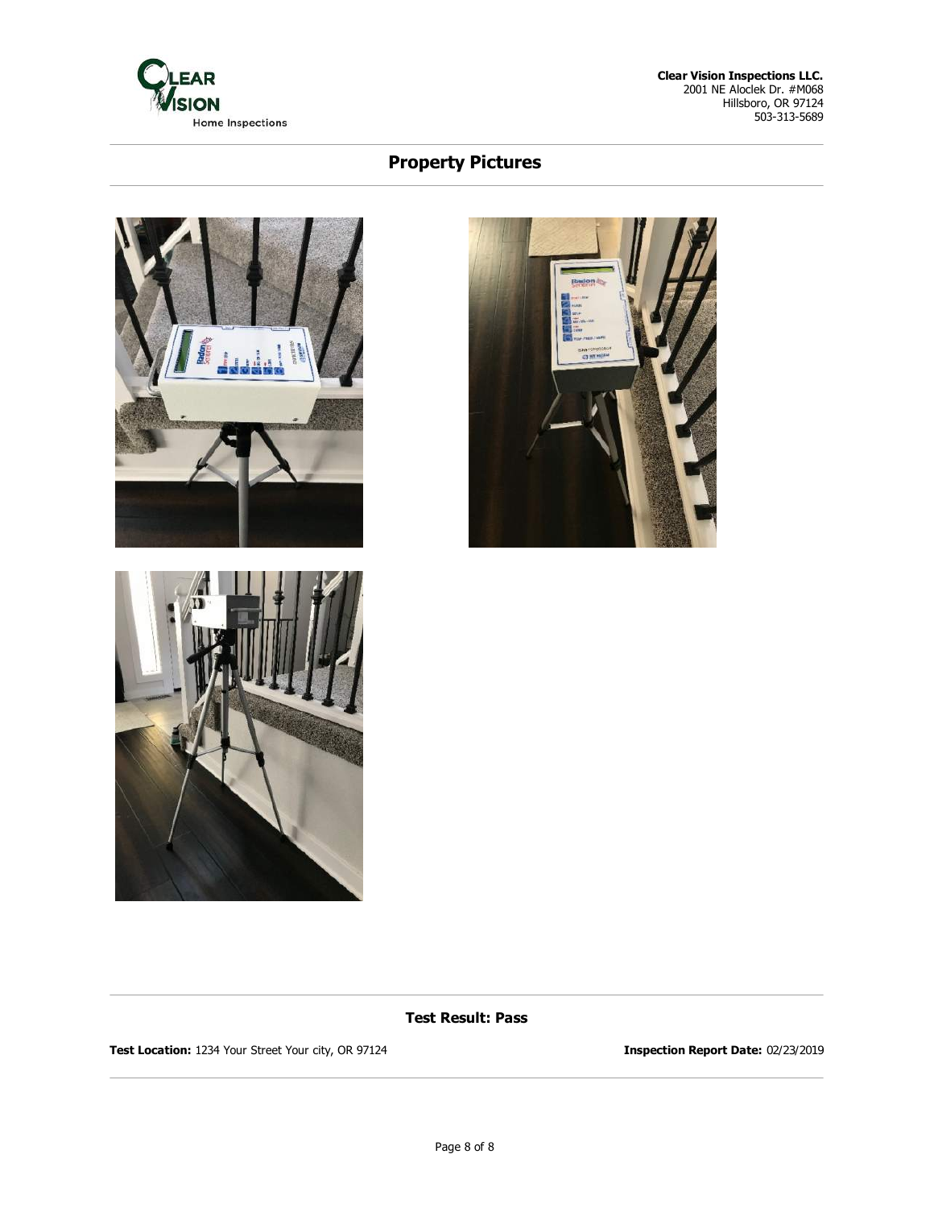## Property Pictures

**Test Result: Pass**

**Test Location:** 1234 Your Street Your city, OR 97124

**Inspection Report Date:** 02/23/2019